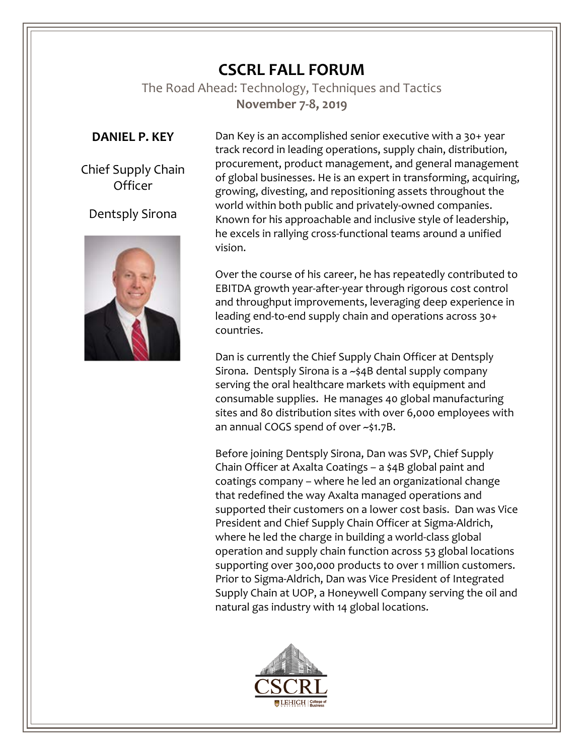# CSCRL FALL FORUM

The Road Ahead: Technology, Techniques and Tactics

**November 7-8, 2019**

**DANIEL P. KEY**

Chief Supply Chain Officer

Dentsply Sirona

Dan Key is an accomplished senior executive with a 30+ year track record in leading operations, supply chain, distribution, procurement, product management, and general management of global businesses. He is an expert in transforming, acquiring, growing, divesting, and repositioning assets throughout the world within both public and privately-owned companies. Known for his approachable and inclusive style of leadership, he excels in rallying cross-functional teams around a unified vision.

Over the course of his career, he has repeatedly contributed to EBITDA growth year-after-year through rigorous cost control and throughput improvements, leveraging deep experience in leading end-to-end supply chain and operations across 30+ countries.

Dan is currently the Chief Supply Chain Officer at Dentsply Sirona. Dentsply Sirona is a ~$4B dental supply company serving the oral healthcare markets with equipment and consumable supplies. He manages 40 global manufacturing sites and 80 distribution sites with over 6,000 employees with an annual COGS spend of over ~$1.7B.

Before joining Dentsply Sirona, Dan was SVP, Chief Supply Chain Officer at Axalta Coatings – a $4B global paint and coatings company – where he led an organizational change that redefined the way Axalta managed operations and supported their customers on a lower cost basis. Dan was Vice President and Chief Supply Chain Officer at Sigma-Aldrich, where he led the charge in building a world-class global operation and supply chain function across 53 global locations supporting over 300,000 products to over 1 million customers. Prior to Sigma-Aldrich, Dan was Vice President of Integrated Supply Chain at UOP, a Honeywell Company serving the oil and natural gas industry with 14 global locations.

CSCRL

LEHIGH UNIVERSITY | College of Business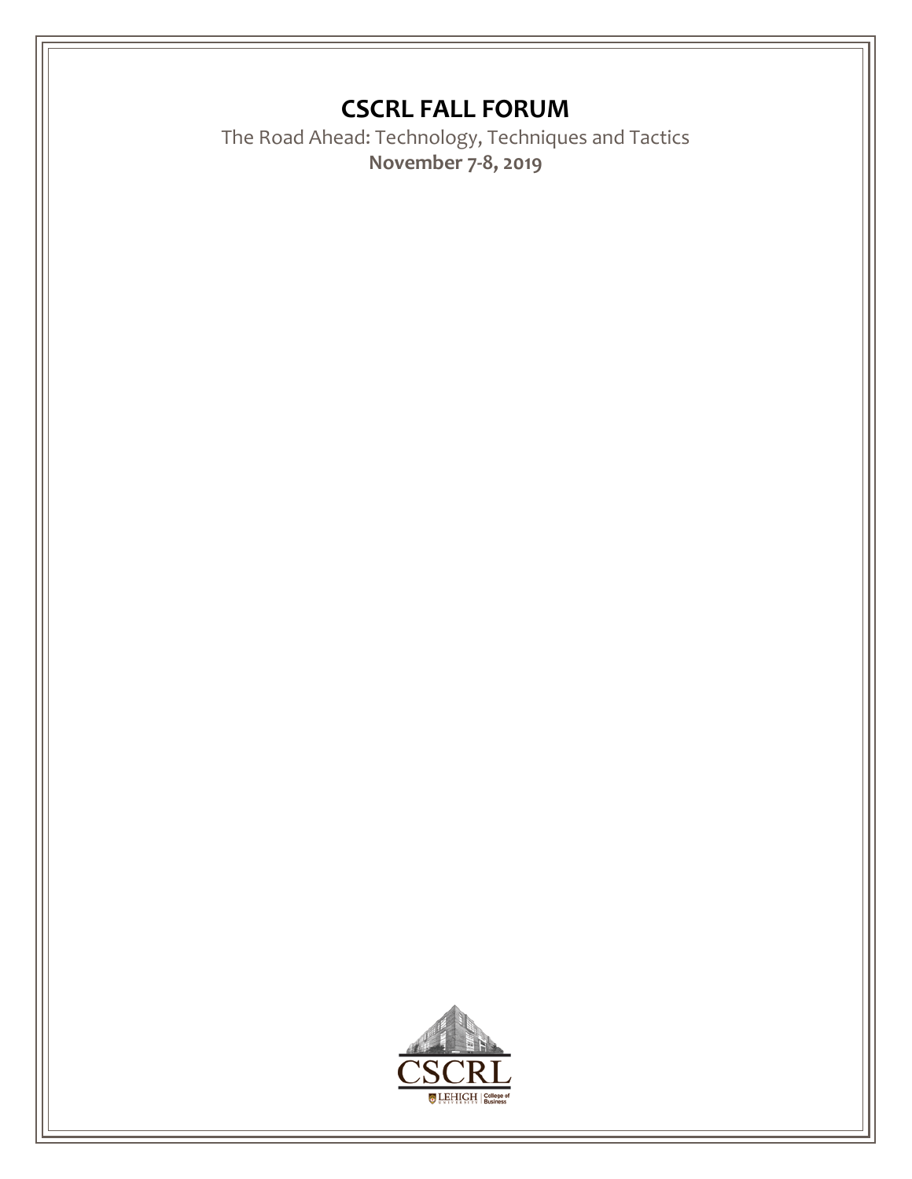# CSCRL FALL FORUM

The Road Ahead: Technology, Techniques and Tactics

**November 7-8, 2019**